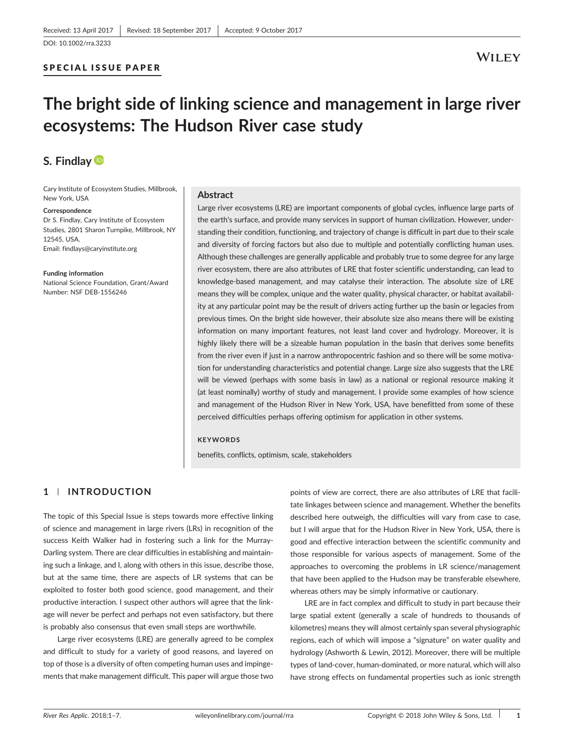Received: 13 April 2017 | Revised: 18 September 2017 | Accepted: 9 October 2017

DOI: 10.1002/rra.3233

SPECIAL ISSUE PAPER

# The bright side of linking science and management in large river ecosystems: The Hudson River case study

**S. Findlay**

Cary Institute of Ecosystem Studies, Millbrook, New York, USA

**Correspondence**
Dr S. Findlay, Cary Institute of Ecosystem Studies, 2801 Sharon Turnpike, Millbrook, NY 12545, USA.
Email: findlays@caryinstitute.org

**Funding information**
National Science Foundation, Grant/Award Number: NSF DEB-1556246

## Abstract

Large river ecosystems (LRE) are important components of global cycles, influence large parts of the earth's surface, and provide many services in support of human civilization. However, understanding their condition, functioning, and trajectory of change is difficult in part due to their scale and diversity of forcing factors but also due to multiple and potentially conflicting human uses. Although these challenges are generally applicable and probably true to some degree for any large river ecosystem, there are also attributes of LRE that foster scientific understanding, can lead to knowledge-based management, and may catalyse their interaction. The absolute size of LRE means they will be complex, unique and the water quality, physical character, or habitat availability at any particular point may be the result of drivers acting further up the basin or legacies from previous times. On the bright side however, their absolute size also means there will be existing information on many important features, not least land cover and hydrology. Moreover, it is highly likely there will be a sizeable human population in the basin that derives some benefits from the river even if just in a narrow anthropocentric fashion and so there will be some motivation for understanding characteristics and potential change. Large size also suggests that the LRE will be viewed (perhaps with some basis in law) as a national or regional resource making it (at least nominally) worthy of study and management. I provide some examples of how science and management of the Hudson River in New York, USA, have benefitted from some of these perceived difficulties perhaps offering optimism for application in other systems.

**KEYWORDS**

benefits, conflicts, optimism, scale, stakeholders

## 1 | INTRODUCTION

The topic of this Special Issue is steps towards more effective linking of science and management in large rivers (LRs) in recognition of the success Keith Walker had in fostering such a link for the Murray-Darling system. There are clear difficulties in establishing and maintaining such a linkage, and I, along with others in this issue, describe those, but at the same time, there are aspects of LR systems that can be exploited to foster both good science, good management, and their productive interaction. I suspect other authors will agree that the linkage will never be perfect and perhaps not even satisfactory, but there is probably also consensus that even small steps are worthwhile.

Large river ecosystems (LRE) are generally agreed to be complex and difficult to study for a variety of good reasons, and layered on top of those is a diversity of often competing human uses and impingements that make management difficult. This paper will argue those two points of view are correct, there are also attributes of LRE that facilitate linkages between science and management. Whether the benefits described here outweigh, the difficulties will vary from case to case, but I will argue that for the Hudson River in New York, USA, there is good and effective interaction between the scientific community and those responsible for various aspects of management. Some of the approaches to overcoming the problems in LR science/management that have been applied to the Hudson may be transferable elsewhere, whereas others may be simply informative or cautionary.

LRE are in fact complex and difficult to study in part because their large spatial extent (generally a scale of hundreds to thousands of kilometres) means they will almost certainly span several physiographic regions, each of which will impose a "signature" on water quality and hydrology (Ashworth & Lewin, 2012). Moreover, there will be multiple types of land-cover, human-dominated, or more natural, which will also have strong effects on fundamental properties such as ionic strength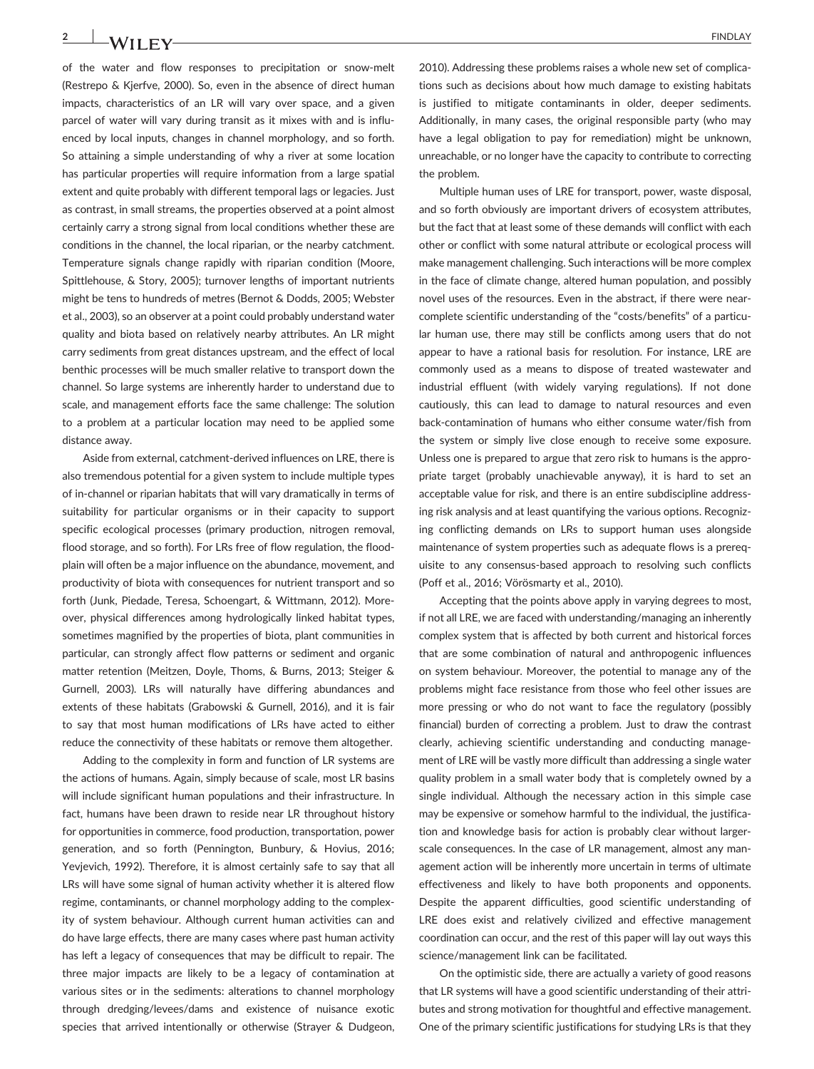of the water and flow responses to precipitation or snow-melt (Restrepo & Kjerfve, 2000). So, even in the absence of direct human impacts, characteristics of an LR will vary over space, and a given parcel of water will vary during transit as it mixes with and is influenced by local inputs, changes in channel morphology, and so forth. So attaining a simple understanding of why a river at some location has particular properties will require information from a large spatial extent and quite probably with different temporal lags or legacies. Just as contrast, in small streams, the properties observed at a point almost certainly carry a strong signal from local conditions whether these are conditions in the channel, the local riparian, or the nearby catchment. Temperature signals change rapidly with riparian condition (Moore, Spittlehouse, & Story, 2005); turnover lengths of important nutrients might be tens to hundreds of metres (Bernot & Dodds, 2005; Webster et al., 2003), so an observer at a point could probably understand water quality and biota based on relatively nearby attributes. An LR might carry sediments from great distances upstream, and the effect of local benthic processes will be much smaller relative to transport down the channel. So large systems are inherently harder to understand due to scale, and management efforts face the same challenge: The solution to a problem at a particular location may need to be applied some distance away.

Aside from external, catchment-derived influences on LRE, there is also tremendous potential for a given system to include multiple types of in-channel or riparian habitats that will vary dramatically in terms of suitability for particular organisms or in their capacity to support specific ecological processes (primary production, nitrogen removal, flood storage, and so forth). For LRs free of flow regulation, the floodplain will often be a major influence on the abundance, movement, and productivity of biota with consequences for nutrient transport and so forth (Junk, Piedade, Teresa, Schoengart, & Wittmann, 2012). Moreover, physical differences among hydrologically linked habitat types, sometimes magnified by the properties of biota, plant communities in particular, can strongly affect flow patterns or sediment and organic matter retention (Meitzen, Doyle, Thoms, & Burns, 2013; Steiger & Gurnell, 2003). LRs will naturally have differing abundances and extents of these habitats (Grabowski & Gurnell, 2016), and it is fair to say that most human modifications of LRs have acted to either reduce the connectivity of these habitats or remove them altogether.

Adding to the complexity in form and function of LR systems are the actions of humans. Again, simply because of scale, most LR basins will include significant human populations and their infrastructure. In fact, humans have been drawn to reside near LR throughout history for opportunities in commerce, food production, transportation, power generation, and so forth (Pennington, Bunbury, & Hovius, 2016; Yevjevich, 1992). Therefore, it is almost certainly safe to say that all LRs will have some signal of human activity whether it is altered flow regime, contaminants, or channel morphology adding to the complexity of system behaviour. Although current human activities can and do have large effects, there are many cases where past human activity has left a legacy of consequences that may be difficult to repair. The three major impacts are likely to be a legacy of contamination at various sites or in the sediments: alterations to channel morphology through dredging/levees/dams and existence of nuisance exotic species that arrived intentionally or otherwise (Strayer & Dudgeon, 2010). Addressing these problems raises a whole new set of complications such as decisions about how much damage to existing habitats is justified to mitigate contaminants in older, deeper sediments. Additionally, in many cases, the original responsible party (who may have a legal obligation to pay for remediation) might be unknown, unreachable, or no longer have the capacity to contribute to correcting the problem.

Multiple human uses of LRE for transport, power, waste disposal, and so forth obviously are important drivers of ecosystem attributes, but the fact that at least some of these demands will conflict with each other or conflict with some natural attribute or ecological process will make management challenging. Such interactions will be more complex in the face of climate change, altered human population, and possibly novel uses of the resources. Even in the abstract, if there were near-complete scientific understanding of the "costs/benefits" of a particular human use, there may still be conflicts among users that do not appear to have a rational basis for resolution. For instance, LRE are commonly used as a means to dispose of treated wastewater and industrial effluent (with widely varying regulations). If not done cautiously, this can lead to damage to natural resources and even back-contamination of humans who either consume water/fish from the system or simply live close enough to receive some exposure. Unless one is prepared to argue that zero risk to humans is the appropriate target (probably unachievable anyway), it is hard to set an acceptable value for risk, and there is an entire subdiscipline addressing risk analysis and at least quantifying the various options. Recognizing conflicting demands on LRs to support human uses alongside maintenance of system properties such as adequate flows is a prerequisite to any consensus-based approach to resolving such conflicts (Poff et al., 2016; Vörösmarty et al., 2010).

Accepting that the points above apply in varying degrees to most, if not all LRE, we are faced with understanding/managing an inherently complex system that is affected by both current and historical forces that are some combination of natural and anthropogenic influences on system behaviour. Moreover, the potential to manage any of the problems might face resistance from those who feel other issues are more pressing or who do not want to face the regulatory (possibly financial) burden of correcting a problem. Just to draw the contrast clearly, achieving scientific understanding and conducting management of LRE will be vastly more difficult than addressing a single water quality problem in a small water body that is completely owned by a single individual. Although the necessary action in this simple case may be expensive or somehow harmful to the individual, the justification and knowledge basis for action is probably clear without larger-scale consequences. In the case of LR management, almost any management action will be inherently more uncertain in terms of ultimate effectiveness and likely to have both proponents and opponents. Despite the apparent difficulties, good scientific understanding of LRE does exist and relatively civilized and effective management coordination can occur, and the rest of this paper will lay out ways this science/management link can be facilitated.

On the optimistic side, there are actually a variety of good reasons that LR systems will have a good scientific understanding of their attributes and strong motivation for thoughtful and effective management. One of the primary scientific justifications for studying LRs is that they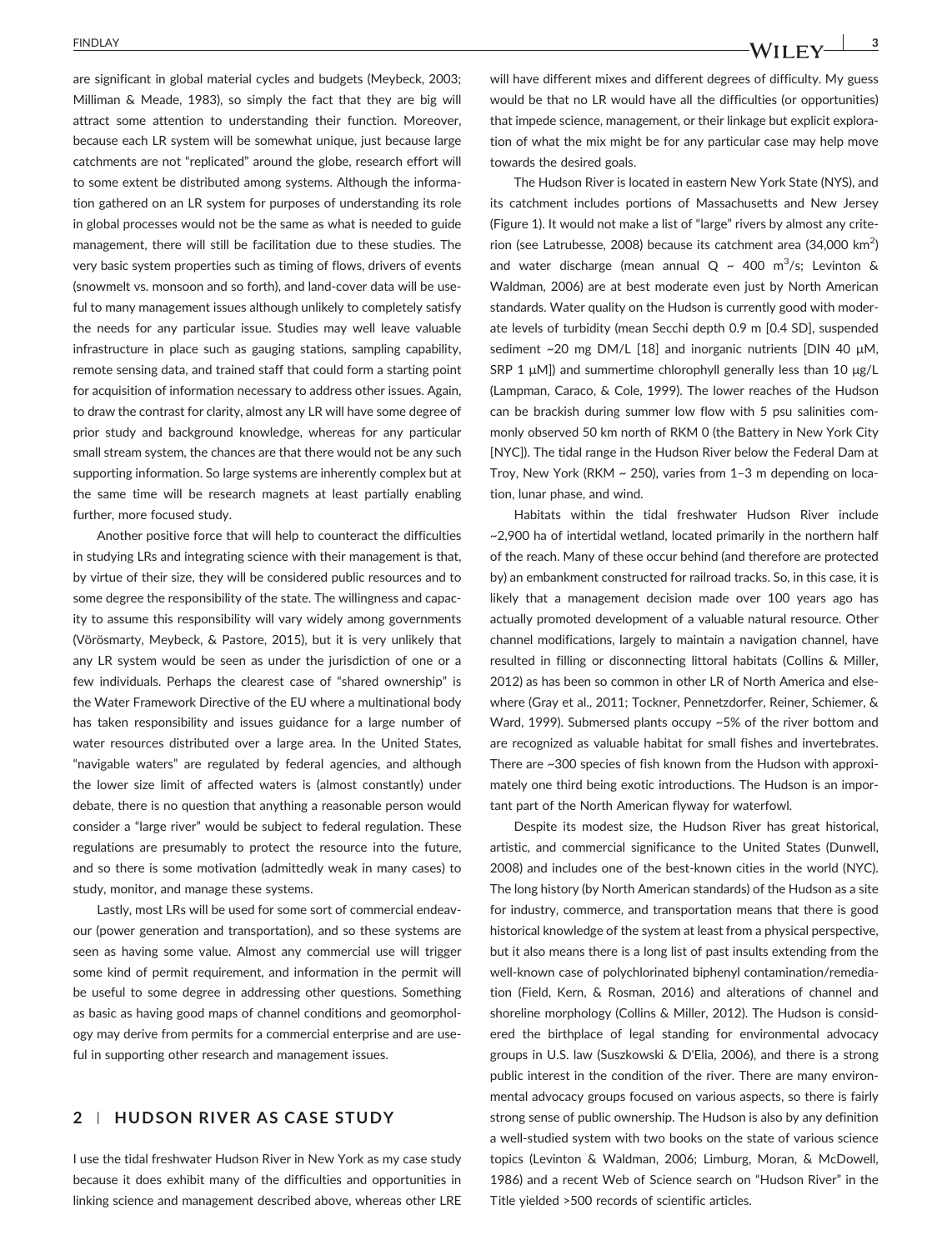are significant in global material cycles and budgets (Meybeck, 2003; Milliman & Meade, 1983), so simply the fact that they are big will attract some attention to understanding their function. Moreover, because each LR system will be somewhat unique, just because large catchments are not "replicated" around the globe, research effort will to some extent be distributed among systems. Although the information gathered on an LR system for purposes of understanding its role in global processes would not be the same as what is needed to guide management, there will still be facilitation due to these studies. The very basic system properties such as timing of flows, drivers of events (snowmelt vs. monsoon and so forth), and land-cover data will be useful to many management issues although unlikely to completely satisfy the needs for any particular issue. Studies may well leave valuable infrastructure in place such as gauging stations, sampling capability, remote sensing data, and trained staff that could form a starting point for acquisition of information necessary to address other issues. Again, to draw the contrast for clarity, almost any LR will have some degree of prior study and background knowledge, whereas for any particular small stream system, the chances are that there would not be any such supporting information. So large systems are inherently complex but at the same time will be research magnets at least partially enabling further, more focused study.

Another positive force that will help to counteract the difficulties in studying LRs and integrating science with their management is that, by virtue of their size, they will be considered public resources and to some degree the responsibility of the state. The willingness and capacity to assume this responsibility will vary widely among governments (Vörösmarty, Meybeck, & Pastore, 2015), but it is very unlikely that any LR system would be seen as under the jurisdiction of one or a few individuals. Perhaps the clearest case of "shared ownership" is the Water Framework Directive of the EU where a multinational body has taken responsibility and issues guidance for a large number of water resources distributed over a large area. In the United States, "navigable waters" are regulated by federal agencies, and although the lower size limit of affected waters is (almost constantly) under debate, there is no question that anything a reasonable person would consider a "large river" would be subject to federal regulation. These regulations are presumably to protect the resource into the future, and so there is some motivation (admittedly weak in many cases) to study, monitor, and manage these systems.

Lastly, most LRs will be used for some sort of commercial endeavour (power generation and transportation), and so these systems are seen as having some value. Almost any commercial use will trigger some kind of permit requirement, and information in the permit will be useful to some degree in addressing other questions. Something as basic as having good maps of channel conditions and geomorphology may derive from permits for a commercial enterprise and are useful in supporting other research and management issues.

## 2 | HUDSON RIVER AS CASE STUDY

I use the tidal freshwater Hudson River in New York as my case study because it does exhibit many of the difficulties and opportunities in linking science and management described above, whereas other LRE will have different mixes and different degrees of difficulty. My guess would be that no LR would have all the difficulties (or opportunities) that impede science, management, or their linkage but explicit exploration of what the mix might be for any particular case may help move towards the desired goals.

The Hudson River is located in eastern New York State (NYS), and its catchment includes portions of Massachusetts and New Jersey (Figure 1). It would not make a list of "large" rivers by almost any criterion (see Latrubesse, 2008) because its catchment area (34,000 km$^2$) and water discharge (mean annual Q ~ 400 m$^3$/s; Levinton & Waldman, 2006) are at best moderate even just by North American standards. Water quality on the Hudson is currently good with moderate levels of turbidity (mean Secchi depth 0.9 m [0.4 SD], suspended sediment ~20 mg DM/L [18] and inorganic nutrients [DIN 40 μM, SRP 1 μM]) and summertime chlorophyll generally less than 10 μg/L (Lampman, Caraco, & Cole, 1999). The lower reaches of the Hudson can be brackish during summer low flow with 5 psu salinities commonly observed 50 km north of RKM 0 (the Battery in New York City [NYC]). The tidal range in the Hudson River below the Federal Dam at Troy, New York (RKM ~ 250), varies from 1–3 m depending on location, lunar phase, and wind.

Habitats within the tidal freshwater Hudson River include ~2,900 ha of intertidal wetland, located primarily in the northern half of the reach. Many of these occur behind (and therefore are protected by) an embankment constructed for railroad tracks. So, in this case, it is likely that a management decision made over 100 years ago has actually promoted development of a valuable natural resource. Other channel modifications, largely to maintain a navigation channel, have resulted in filling or disconnecting littoral habitats (Collins & Miller, 2012) as has been so common in other LR of North America and elsewhere (Gray et al., 2011; Tockner, Pennetzdorfer, Reiner, Schiemer, & Ward, 1999). Submersed plants occupy ~5% of the river bottom and are recognized as valuable habitat for small fishes and invertebrates. There are ~300 species of fish known from the Hudson with approximately one third being exotic introductions. The Hudson is an important part of the North American flyway for waterfowl.

Despite its modest size, the Hudson River has great historical, artistic, and commercial significance to the United States (Dunwell, 2008) and includes one of the best-known cities in the world (NYC). The long history (by North American standards) of the Hudson as a site for industry, commerce, and transportation means that there is good historical knowledge of the system at least from a physical perspective, but it also means there is a long list of past insults extending from the well-known case of polychlorinated biphenyl contamination/remediation (Field, Kern, & Rosman, 2016) and alterations of channel and shoreline morphology (Collins & Miller, 2012). The Hudson is considered the birthplace of legal standing for environmental advocacy groups in U.S. law (Suszkowski & D'Elia, 2006), and there is a strong public interest in the condition of the river. There are many environmental advocacy groups focused on various aspects, so there is fairly strong sense of public ownership. The Hudson is also by any definition a well-studied system with two books on the state of various science topics (Levinton & Waldman, 2006; Limburg, Moran, & McDowell, 1986) and a recent Web of Science search on "Hudson River" in the Title yielded >500 records of scientific articles.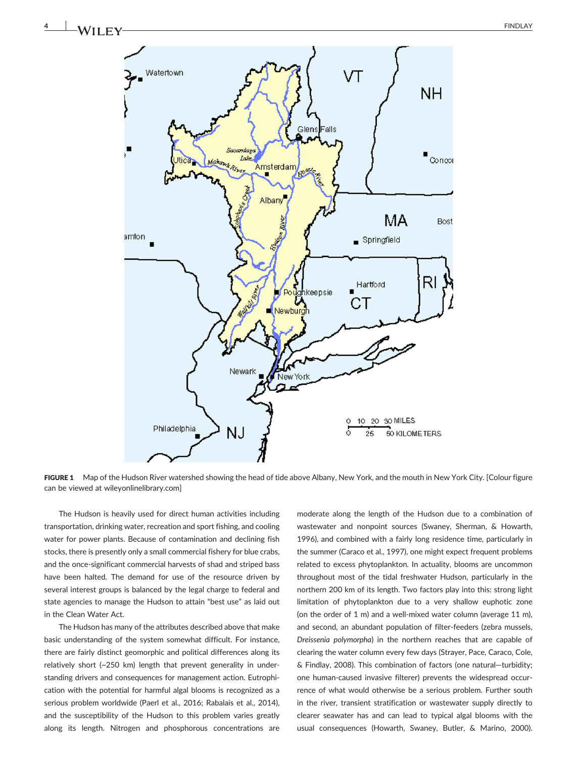FIGURE 1 Map of the Hudson River watershed showing the head of tide above Albany, New York, and the mouth in New York City. [Colour figure can be viewed at wileyonlinelibrary.com]

The Hudson is heavily used for direct human activities including transportation, drinking water, recreation and sport fishing, and cooling water for power plants. Because of contamination and declining fish stocks, there is presently only a small commercial fishery for blue crabs, and the once-significant commercial harvests of shad and striped bass have been halted. The demand for use of the resource driven by several interest groups is balanced by the legal charge to federal and state agencies to manage the Hudson to attain "best use" as laid out in the Clean Water Act.

The Hudson has many of the attributes described above that make basic understanding of the system somewhat difficult. For instance, there are fairly distinct geomorphic and political differences along its relatively short (~250 km) length that prevent generality in understanding drivers and consequences for management action. Eutrophication with the potential for harmful algal blooms is recognized as a serious problem worldwide (Paerl et al., 2016; Rabalais et al., 2014), and the susceptibility of the Hudson to this problem varies greatly along its length. Nitrogen and phosphorous concentrations are moderate along the length of the Hudson due to a combination of wastewater and nonpoint sources (Swaney, Sherman, & Howarth, 1996), and combined with a fairly long residence time, particularly in the summer (Caraco et al., 1997), one might expect frequent problems related to excess phytoplankton. In actuality, blooms are uncommon throughout most of the tidal freshwater Hudson, particularly in the northern 200 km of its length. Two factors play into this: strong light limitation of phytoplankton due to a very shallow euphotic zone (on the order of 1 m) and a well-mixed water column (average 11 m), and second, an abundant population of filter-feeders (zebra mussels, *Dreissenia polymorpha*) in the northern reaches that are capable of clearing the water column every few days (Strayer, Pace, Caraco, Cole, & Findlay, 2008). This combination of factors (one natural—turbidity; one human-caused invasive filterer) prevents the widespread occurrence of what would otherwise be a serious problem. Further south in the river, transient stratification or wastewater supply directly to clearer seawater has and can lead to typical algal blooms with the usual consequences (Howarth, Swaney, Butler, & Marino, 2000).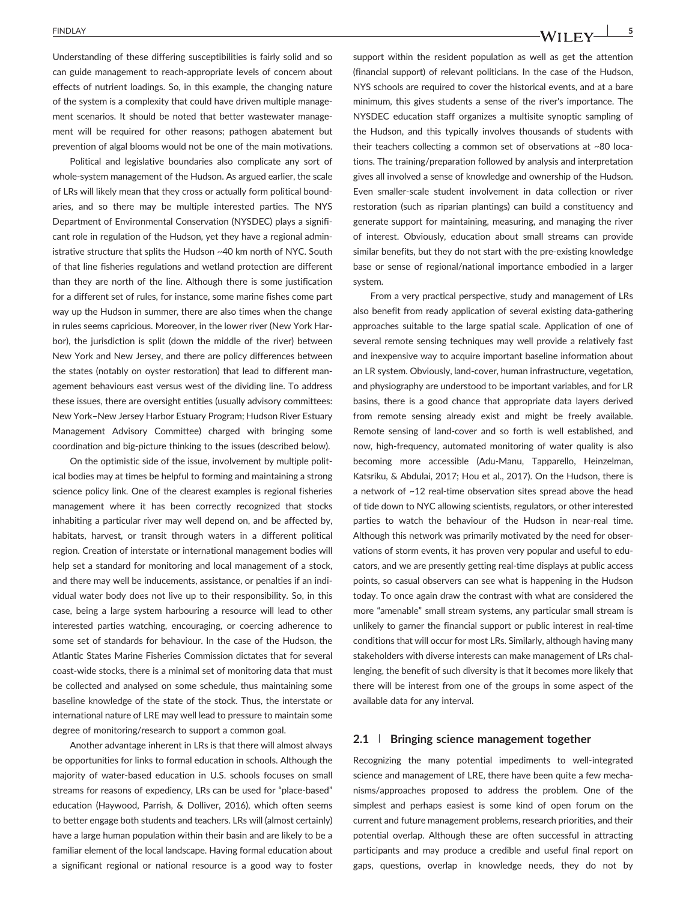Understanding of these differing susceptibilities is fairly solid and so can guide management to reach-appropriate levels of concern about effects of nutrient loadings. So, in this example, the changing nature of the system is a complexity that could have driven multiple management scenarios. It should be noted that better wastewater management will be required for other reasons; pathogen abatement but prevention of algal blooms would not be one of the main motivations.

Political and legislative boundaries also complicate any sort of whole-system management of the Hudson. As argued earlier, the scale of LRs will likely mean that they cross or actually form political boundaries, and so there may be multiple interested parties. The NYS Department of Environmental Conservation (NYSDEC) plays a significant role in regulation of the Hudson, yet they have a regional administrative structure that splits the Hudson ~40 km north of NYC. South of that line fisheries regulations and wetland protection are different than they are north of the line. Although there is some justification for a different set of rules, for instance, some marine fishes come part way up the Hudson in summer, there are also times when the change in rules seems capricious. Moreover, in the lower river (New York Harbor), the jurisdiction is split (down the middle of the river) between New York and New Jersey, and there are policy differences between the states (notably on oyster restoration) that lead to different management behaviours east versus west of the dividing line. To address these issues, there are oversight entities (usually advisory committees: New York–New Jersey Harbor Estuary Program; Hudson River Estuary Management Advisory Committee) charged with bringing some coordination and big-picture thinking to the issues (described below).

On the optimistic side of the issue, involvement by multiple political bodies may at times be helpful to forming and maintaining a strong science policy link. One of the clearest examples is regional fisheries management where it has been correctly recognized that stocks inhabiting a particular river may well depend on, and be affected by, habitats, harvest, or transit through waters in a different political region. Creation of interstate or international management bodies will help set a standard for monitoring and local management of a stock, and there may well be inducements, assistance, or penalties if an individual water body does not live up to their responsibility. So, in this case, being a large system harbouring a resource will lead to other interested parties watching, encouraging, or coercing adherence to some set of standards for behaviour. In the case of the Hudson, the Atlantic States Marine Fisheries Commission dictates that for several coast-wide stocks, there is a minimal set of monitoring data that must be collected and analysed on some schedule, thus maintaining some baseline knowledge of the state of the stock. Thus, the interstate or international nature of LRE may well lead to pressure to maintain some degree of monitoring/research to support a common goal.

Another advantage inherent in LRs is that there will almost always be opportunities for links to formal education in schools. Although the majority of water-based education in U.S. schools focuses on small streams for reasons of expediency, LRs can be used for "place-based" education (Haywood, Parrish, & Dolliver, 2016), which often seems to better engage both students and teachers. LRs will (almost certainly) have a large human population within their basin and are likely to be a familiar element of the local landscape. Having formal education about a significant regional or national resource is a good way to foster support within the resident population as well as get the attention (financial support) of relevant politicians. In the case of the Hudson, NYS schools are required to cover the historical events, and at a bare minimum, this gives students a sense of the river's importance. The NYSDEC education staff organizes a multisite synoptic sampling of the Hudson, and this typically involves thousands of students with their teachers collecting a common set of observations at ~80 locations. The training/preparation followed by analysis and interpretation gives all involved a sense of knowledge and ownership of the Hudson. Even smaller-scale student involvement in data collection or river restoration (such as riparian plantings) can build a constituency and generate support for maintaining, measuring, and managing the river of interest. Obviously, education about small streams can provide similar benefits, but they do not start with the pre-existing knowledge base or sense of regional/national importance embodied in a larger system.

From a very practical perspective, study and management of LRs also benefit from ready application of several existing data-gathering approaches suitable to the large spatial scale. Application of one of several remote sensing techniques may well provide a relatively fast and inexpensive way to acquire important baseline information about an LR system. Obviously, land-cover, human infrastructure, vegetation, and physiography are understood to be important variables, and for LR basins, there is a good chance that appropriate data layers derived from remote sensing already exist and might be freely available. Remote sensing of land-cover and so forth is well established, and now, high-frequency, automated monitoring of water quality is also becoming more accessible (Adu-Manu, Tapparello, Heinzelman, Katsriku, & Abdulai, 2017; Hou et al., 2017). On the Hudson, there is a network of ~12 real-time observation sites spread above the head of tide down to NYC allowing scientists, regulators, or other interested parties to watch the behaviour of the Hudson in near-real time. Although this network was primarily motivated by the need for observations of storm events, it has proven very popular and useful to educators, and we are presently getting real-time displays at public access points, so casual observers can see what is happening in the Hudson today. To once again draw the contrast with what are considered the more "amenable" small stream systems, any particular small stream is unlikely to garner the financial support or public interest in real-time conditions that will occur for most LRs. Similarly, although having many stakeholders with diverse interests can make management of LRs challenging, the benefit of such diversity is that it becomes more likely that there will be interest from one of the groups in some aspect of the available data for any interval.

## 2.1 | Bringing science management together

Recognizing the many potential impediments to well-integrated science and management of LRE, there have been quite a few mechanisms/approaches proposed to address the problem. One of the simplest and perhaps easiest is some kind of open forum on the current and future management problems, research priorities, and their potential overlap. Although these are often successful in attracting participants and may produce a credible and useful final report on gaps, questions, overlap in knowledge needs, they do not by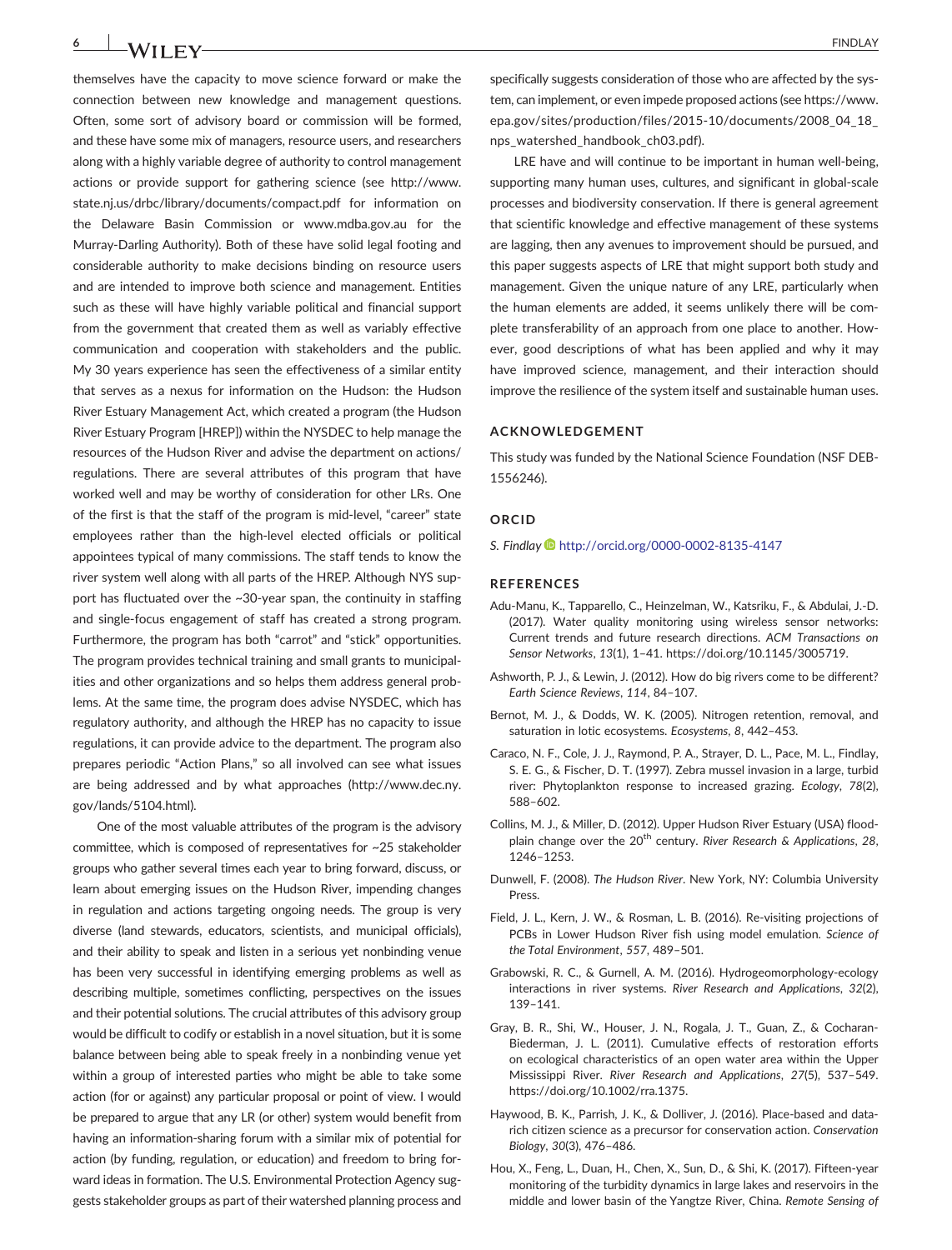themselves have the capacity to move science forward or make the connection between new knowledge and management questions. Often, some sort of advisory board or commission will be formed, and these have some mix of managers, resource users, and researchers along with a highly variable degree of authority to control management actions or provide support for gathering science (see http://www.state.nj.us/drbc/library/documents/compact.pdf for information on the Delaware Basin Commission or www.mdba.gov.au for the Murray-Darling Authority). Both of these have solid legal footing and considerable authority to make decisions binding on resource users and are intended to improve both science and management. Entities such as these will have highly variable political and financial support from the government that created them as well as variably effective communication and cooperation with stakeholders and the public. My 30 years experience has seen the effectiveness of a similar entity that serves as a nexus for information on the Hudson: the Hudson River Estuary Management Act, which created a program (the Hudson River Estuary Program [HREP]) within the NYSDEC to help manage the resources of the Hudson River and advise the department on actions/regulations. There are several attributes of this program that have worked well and may be worthy of consideration for other LRs. One of the first is that the staff of the program is mid-level, "career" state employees rather than the high-level elected officials or political appointees typical of many commissions. The staff tends to know the river system well along with all parts of the HREP. Although NYS support has fluctuated over the ~30-year span, the continuity in staffing and single-focus engagement of staff has created a strong program. Furthermore, the program has both "carrot" and "stick" opportunities. The program provides technical training and small grants to municipalities and other organizations and so helps them address general problems. At the same time, the program does advise NYSDEC, which has regulatory authority, and although the HREP has no capacity to issue regulations, it can provide advice to the department. The program also prepares periodic "Action Plans," so all involved can see what issues are being addressed and by what approaches (http://www.dec.ny.gov/lands/5104.html).

One of the most valuable attributes of the program is the advisory committee, which is composed of representatives for ~25 stakeholder groups who gather several times each year to bring forward, discuss, or learn about emerging issues on the Hudson River, impending changes in regulation and actions targeting ongoing needs. The group is very diverse (land stewards, educators, scientists, and municipal officials), and their ability to speak and listen in a serious yet nonbinding venue has been very successful in identifying emerging problems as well as describing multiple, sometimes conflicting, perspectives on the issues and their potential solutions. The crucial attributes of this advisory group would be difficult to codify or establish in a novel situation, but it is some balance between being able to speak freely in a nonbinding venue yet within a group of interested parties who might be able to take some action (for or against) any particular proposal or point of view. I would be prepared to argue that any LR (or other) system would benefit from having an information-sharing forum with a similar mix of potential for action (by funding, regulation, or education) and freedom to bring forward ideas in formation. The U.S. Environmental Protection Agency suggests stakeholder groups as part of their watershed planning process and specifically suggests consideration of those who are affected by the system, can implement, or even impede proposed actions (see https://www.epa.gov/sites/production/files/2015-10/documents/2008_04_18_nps_watershed_handbook_ch03.pdf).

LRE have and will continue to be important in human well-being, supporting many human uses, cultures, and significant in global-scale processes and biodiversity conservation. If there is general agreement that scientific knowledge and effective management of these systems are lagging, then any avenues to improvement should be pursued, and this paper suggests aspects of LRE that might support both study and management. Given the unique nature of any LRE, particularly when the human elements are added, it seems unlikely there will be complete transferability of an approach from one place to another. However, good descriptions of what has been applied and why it may have improved science, management, and their interaction should improve the resilience of the system itself and sustainable human uses.

## ACKNOWLEDGEMENT

This study was funded by the National Science Foundation (NSF DEB-1556246).

## ORCID

*S. Findlay* http://orcid.org/0000-0002-8135-4147

## REFERENCES

Adu-Manu, K., Tapparello, C., Heinzelman, W., Katsriku, F., & Abdulai, J.-D. (2017). Water quality monitoring using wireless sensor networks: Current trends and future research directions. *ACM Transactions on Sensor Networks*, *13*(1), 1–41. https://doi.org/10.1145/3005719.

Ashworth, P. J., & Lewin, J. (2012). How do big rivers come to be different? *Earth Science Reviews*, *114*, 84–107.

Bernot, M. J., & Dodds, W. K. (2005). Nitrogen retention, removal, and saturation in lotic ecosystems. *Ecosystems*, *8*, 442–453.

Caraco, N. F., Cole, J. J., Raymond, P. A., Strayer, D. L., Pace, M. L., Findlay, S. E. G., & Fischer, D. T. (1997). Zebra mussel invasion in a large, turbid river: Phytoplankton response to increased grazing. *Ecology*, *78*(2), 588–602.

Collins, M. J., & Miller, D. (2012). Upper Hudson River Estuary (USA) floodplain change over the 20th century. *River Research & Applications*, *28*, 1246–1253.

Dunwell, F. (2008). *The Hudson River*. New York, NY: Columbia University Press.

Field, J. L., Kern, J. W., & Rosman, L. B. (2016). Re-visiting projections of PCBs in Lower Hudson River fish using model emulation. *Science of the Total Environment*, *557*, 489–501.

Grabowski, R. C., & Gurnell, A. M. (2016). Hydrogeomorphology-ecology interactions in river systems. *River Research and Applications*, *32*(2), 139–141.

Gray, B. R., Shi, W., Houser, J. N., Rogala, J. T., Guan, Z., & Cocharan-Biederman, J. L. (2011). Cumulative effects of restoration efforts on ecological characteristics of an open water area within the Upper Mississippi River. *River Research and Applications*, *27*(5), 537–549. https://doi.org/10.1002/rra.1375.

Haywood, B. K., Parrish, J. K., & Dolliver, J. (2016). Place-based and data-rich citizen science as a precursor for conservation action. *Conservation Biology*, *30*(3), 476–486.

Hou, X., Feng, L., Duan, H., Chen, X., Sun, D., & Shi, K. (2017). Fifteen-year monitoring of the turbidity dynamics in large lakes and reservoirs in the middle and lower basin of the Yangtze River, China. *Remote Sensing of*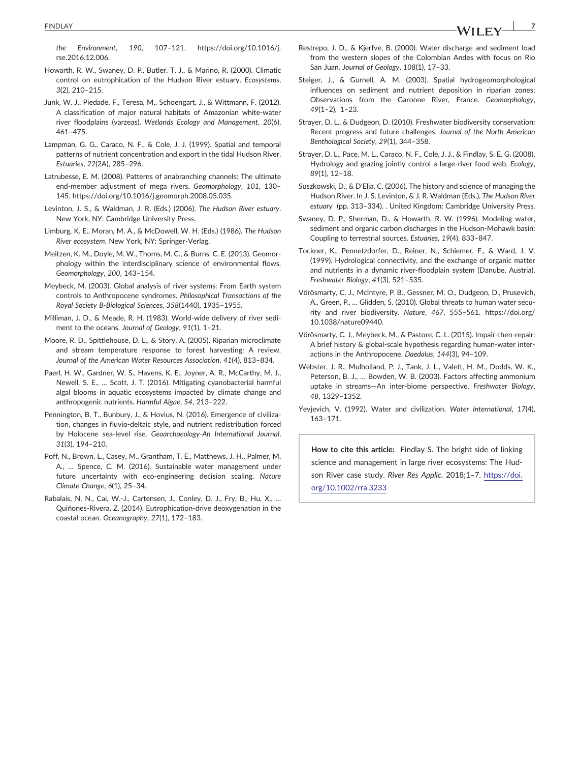*the Environment*, *190*, 107–121. https://doi.org/10.1016/j.rse.2016.12.006.

Howarth, R. W., Swaney, D. P., Butler, T. J., & Marino, R. (2000). Climatic control on eutrophication of the Hudson River estuary. *Ecosystems*, *3*(2), 210–215.

Junk, W. J., Piedade, F., Teresa, M., Schoengart, J., & Wittmann, F. (2012). A classification of major natural habitats of Amazonian white-water river floodplains (varzeas). *Wetlands Ecology and Management*, *20*(6), 461–475.

Lampman, G. G., Caraco, N. F., & Cole, J. J. (1999). Spatial and temporal patterns of nutrient concentration and export in the tidal Hudson River. *Estuaries*, *22*(2A), 285–296.

Latrubesse, E. M. (2008). Patterns of anabranching channels: The ultimate end-member adjustment of mega rivers. *Geomorphology*, *101*, 130–145. https://doi.org/10.1016/j.geomorph.2008.05.035.

Levinton, J. S., & Waldman, J. R. (Eds.) (2006). *The Hudson River estuary*. New York, NY: Cambridge University Press.

Limburg, K. E., Moran, M. A., & McDowell, W. H. (Eds.) (1986). *The Hudson River ecosystem*. New York, NY: Springer-Verlag.

Meitzen, K. M., Doyle, M. W., Thoms, M. C., & Burns, C. E. (2013). Geomorphology within the interdisciplinary science of environmental flows. *Geomorphology*, *200*, 143–154.

Meybeck, M. (2003). Global analysis of river systems: From Earth system controls to Anthropocene syndromes. *Philosophical Transactions of the Royal Society B-Biological Sciences*, *358*(1440), 1935–1955.

Milliman, J. D., & Meade, R. H. (1983). World-wide delivery of river sediment to the oceans. *Journal of Geology*, *91*(1), 1–21.

Moore, R. D., Spittlehouse, D. L., & Story, A. (2005). Riparian microclimate and stream temperature response to forest harvesting: A review. *Journal of the American Water Resources Association*, *41*(4), 813–834.

Paerl, H. W., Gardner, W. S., Havens, K. E., Joyner, A. R., McCarthy, M. J., Newell, S. E., … Scott, J. T. (2016). Mitigating cyanobacterial harmful algal blooms in aquatic ecosystems impacted by climate change and anthropogenic nutrients. *Harmful Algae*, *54*, 213–222.

Pennington, B. T., Bunbury, J., & Hovius, N. (2016). Emergence of civilization, changes in fluvio-deltaic style, and nutrient redistribution forced by Holocene sea-level rise. *Geoarchaeology-An International Journal*, *31*(3), 194–210.

Poff, N., Brown, L., Casey, M., Grantham, T. E., Matthews, J. H., Palmer, M. A., … Spence, C. M. (2016). Sustainable water management under future uncertainty with eco-engineering decision scaling. *Nature Climate Change*, *6*(1), 25–34.

Rabalais, N. N., Cai, W.-J., Cartensen, J., Conley, D. J., Fry, B., Hu, X., … Quiñones-Rivera, Z. (2014). Eutrophication-drive deoxygenation in the coastal ocean. *Oceanography*, *27*(1), 172–183.

Restrepo, J. D., & Kjerfve, B. (2000). Water discharge and sediment load from the western slopes of the Colombian Andes with focus on Rio San Juan. *Journal of Geology*, *108*(1), 17–33.

Steiger, J., & Gurnell, A. M. (2003). Spatial hydrogeomorphological influences on sediment and nutrient deposition in riparian zones: Observations from the Garonne River, France. *Geomorphology*, *49*(1–2), 1–23.

Strayer, D. L., & Dudgeon, D. (2010). Freshwater biodiversity conservation: Recent progress and future challenges. *Journal of the North American Benthological Society*, *29*(1), 344–358.

Strayer, D. L., Pace, M. L., Caraco, N. F., Cole, J. J., & Findlay, S. E. G. (2008). Hydrology and grazing jointly control a large-river food web. *Ecology*, *89*(1), 12–18.

Suszkowski, D., & D'Elia, C. (2006). The history and science of managing the Hudson River. In J. S. Levinton, & J. R. Waldman (Eds.), *The Hudson River estuary* (pp. 313–334). . United Kingdom: Cambridge University Press.

Swaney, D. P., Sherman, D., & Howarth, R. W. (1996). Modeling water, sediment and organic carbon discharges in the Hudson-Mohawk basin: Coupling to terrestrial sources. *Estuaries*, *19*(4), 833–847.

Tockner, K., Pennetzdorfer, D., Reiner, N., Schiemer, F., & Ward, J. V. (1999). Hydrological connectivity, and the exchange of organic matter and nutrients in a dynamic river-floodplain system (Danube, Austria). *Freshwater Biology*, *41*(3), 521–535.

Vörösmarty, C. J., McIntyre, P. B., Gessner, M. O., Dudgeon, D., Prusevich, A., Green, P., … Glidden, S. (2010). Global threats to human water security and river biodiversity. *Nature*, *467*, 555–561. https://doi.org/10.1038/nature09440.

Vörösmarty, C. J., Meybeck, M., & Pastore, C. L. (2015). Impair-then-repair: A brief history & global-scale hypothesis regarding human-water interactions in the Anthropocene. *Daedalus*, *144*(3), 94–109.

Webster, J. R., Mulholland, P. J., Tank, J. L., Valett, H. M., Dodds, W. K., Peterson, B. J., … Bowden, W. B. (2003). Factors affecting ammonium uptake in streams—An inter-biome perspective. *Freshwater Biology*, *48*, 1329–1352.

Yevjevich, V. (1992). Water and civilization. *Water International*, *17*(4), 163–171.

**How to cite this article:** Findlay S. The bright side of linking science and management in large river ecosystems: The Hudson River case study. *River Res Applic*. 2018;1–7. https://doi.org/10.1002/rra.3233